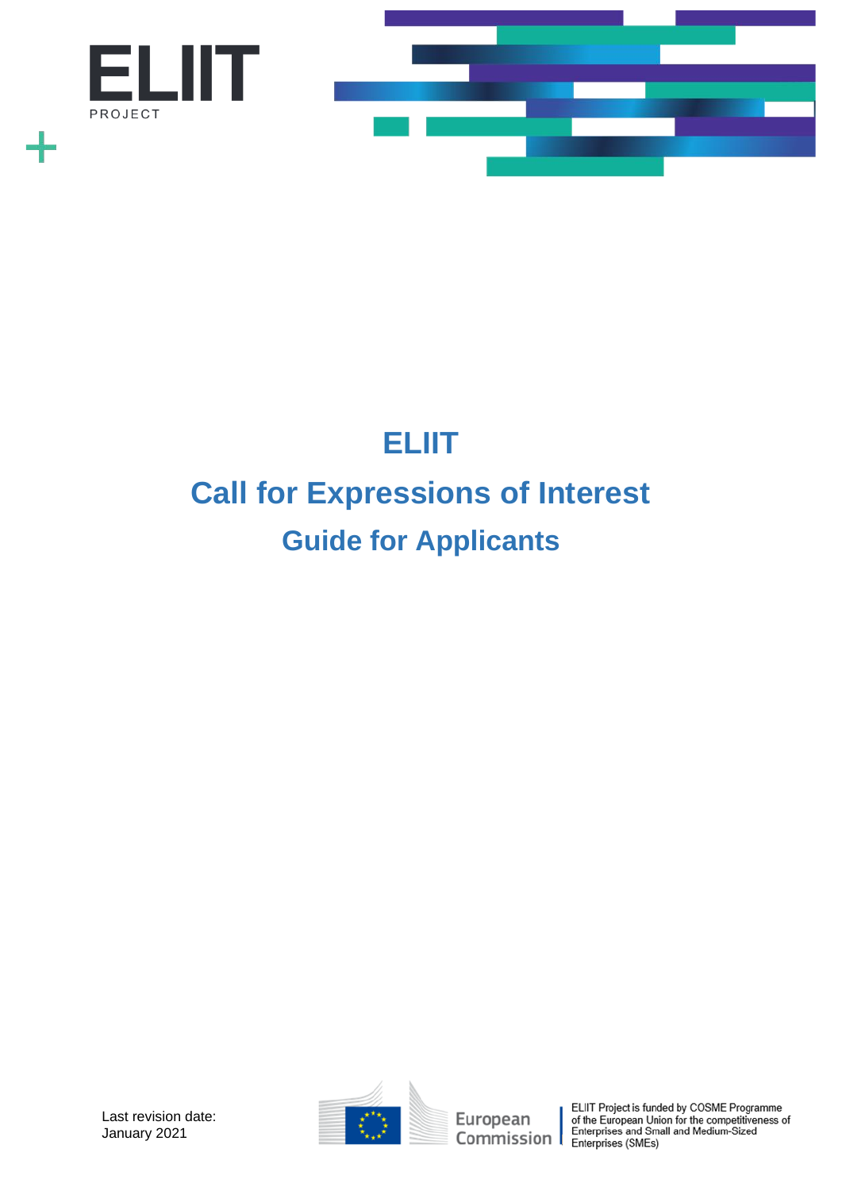ELIIT

PROJECT

# ELIIT

# Call for Expressions of Interest

## Guide for Applicants

Last revision date:
January 2021

European Commission

ELIIT Project is funded by COSME Programme of the European Union for the competitiveness of Enterprises and Small and Medium-Sized Enterprises (SMEs)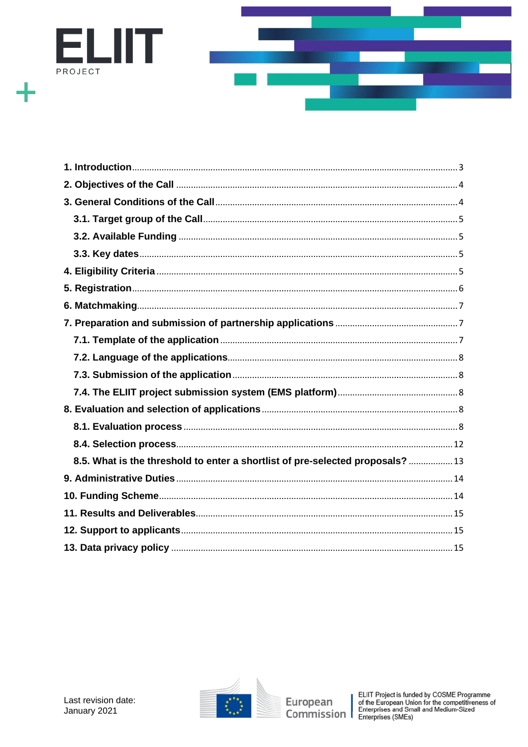ELIIT PROJECT

1. Introduction ........ 3
2. Objectives of the Call ........ 4
3. General Conditions of the Call ........ 4
   3.1. Target group of the Call ........ 5
   3.2. Available Funding ........ 5
   3.3. Key dates ........ 5
4. Eligibility Criteria ........ 5
5. Registration ........ 6
6. Matchmaking ........ 7
7. Preparation and submission of partnership applications ........ 7
   7.1. Template of the application ........ 7
   7.2. Language of the applications ........ 8
   7.3. Submission of the application ........ 8
   7.4. The ELIIT project submission system (EMS platform) ........ 8
8. Evaluation and selection of applications ........ 8
   8.1. Evaluation process ........ 8
   8.4. Selection process ........ 12
   8.5. What is the threshold to enter a shortlist of pre-selected proposals? ........ 13
9. Administrative Duties ........ 14
10. Funding Scheme ........ 14
11. Results and Deliverables ........ 15
12. Support to applicants ........ 15
13. Data privacy policy ........ 15

Last revision date:
January 2021

European Commission

ELIIT Project is funded by COSME Programme of the European Union for the competitiveness of Enterprises and Small and Medium-Sized Enterprises (SMEs)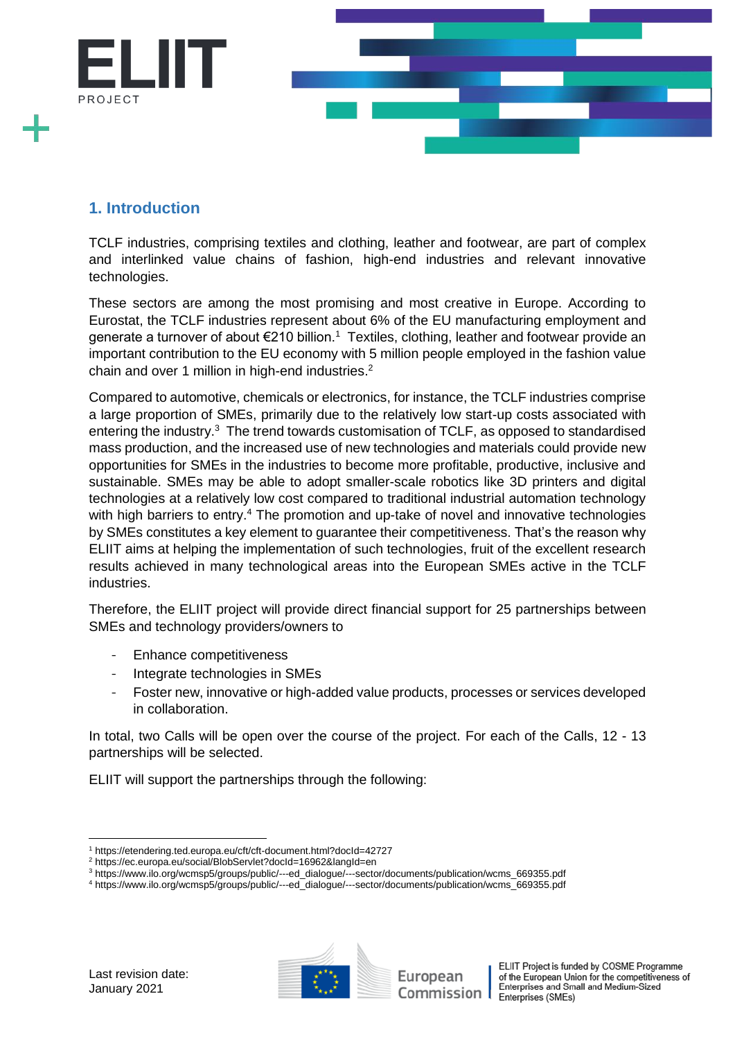## 1. Introduction

TCLF industries, comprising textiles and clothing, leather and footwear, are part of complex and interlinked value chains of fashion, high-end industries and relevant innovative technologies.

These sectors are among the most promising and most creative in Europe. According to Eurostat, the TCLF industries represent about 6% of the EU manufacturing employment and generate a turnover of about €210 billion.[1] Textiles, clothing, leather and footwear provide an important contribution to the EU economy with 5 million people employed in the fashion value chain and over 1 million in high-end industries.[2]

Compared to automotive, chemicals or electronics, for instance, the TCLF industries comprise a large proportion of SMEs, primarily due to the relatively low start-up costs associated with entering the industry.[3] The trend towards customisation of TCLF, as opposed to standardised mass production, and the increased use of new technologies and materials could provide new opportunities for SMEs in the industries to become more profitable, productive, inclusive and sustainable. SMEs may be able to adopt smaller-scale robotics like 3D printers and digital technologies at a relatively low cost compared to traditional industrial automation technology with high barriers to entry.[4] The promotion and up-take of novel and innovative technologies by SMEs constitutes a key element to guarantee their competitiveness. That's the reason why ELIIT aims at helping the implementation of such technologies, fruit of the excellent research results achieved in many technological areas into the European SMEs active in the TCLF industries.

Therefore, the ELIIT project will provide direct financial support for 25 partnerships between SMEs and technology providers/owners to

- Enhance competitiveness
- Integrate technologies in SMEs
- Foster new, innovative or high-added value products, processes or services developed in collaboration.

In total, two Calls will be open over the course of the project. For each of the Calls, 12 - 13 partnerships will be selected.

ELIIT will support the partnerships through the following:

---

[1] https://etendering.ted.europa.eu/cft/cft-document.html?docId=42727
[2] https://ec.europa.eu/social/BlobServlet?docId=16962&langId=en
[3] https://www.ilo.org/wcmsp5/groups/public/---ed_dialogue/---sector/documents/publication/wcms_669355.pdf
[4] https://www.ilo.org/wcmsp5/groups/public/---ed_dialogue/---sector/documents/publication/wcms_669355.pdf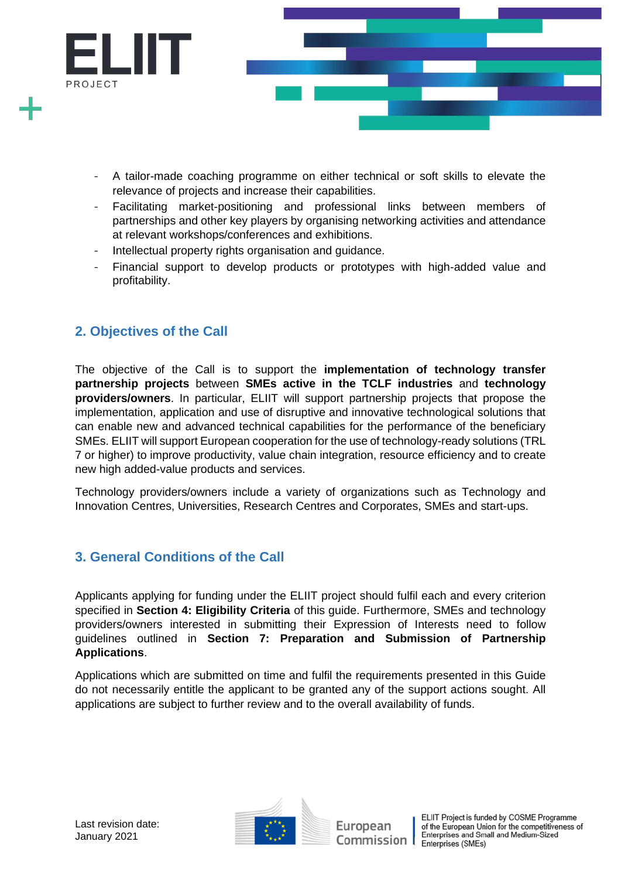- A tailor-made coaching programme on either technical or soft skills to elevate the relevance of projects and increase their capabilities.
- Facilitating market-positioning and professional links between members of partnerships and other key players by organising networking activities and attendance at relevant workshops/conferences and exhibitions.
- Intellectual property rights organisation and guidance.
- Financial support to develop products or prototypes with high-added value and profitability.

## 2. Objectives of the Call

The objective of the Call is to support the **implementation of technology transfer partnership projects** between **SMEs active in the TCLF industries** and **technology providers/owners**. In particular, ELIIT will support partnership projects that propose the implementation, application and use of disruptive and innovative technological solutions that can enable new and advanced technical capabilities for the performance of the beneficiary SMEs. ELIIT will support European cooperation for the use of technology-ready solutions (TRL 7 or higher) to improve productivity, value chain integration, resource efficiency and to create new high added-value products and services.

Technology providers/owners include a variety of organizations such as Technology and Innovation Centres, Universities, Research Centres and Corporates, SMEs and start-ups.

## 3. General Conditions of the Call

Applicants applying for funding under the ELIIT project should fulfil each and every criterion specified in **Section 4: Eligibility Criteria** of this guide. Furthermore, SMEs and technology providers/owners interested in submitting their Expression of Interests need to follow guidelines outlined in **Section 7: Preparation and Submission of Partnership Applications**.

Applications which are submitted on time and fulfil the requirements presented in this Guide do not necessarily entitle the applicant to be granted any of the support actions sought. All applications are subject to further review and to the overall availability of funds.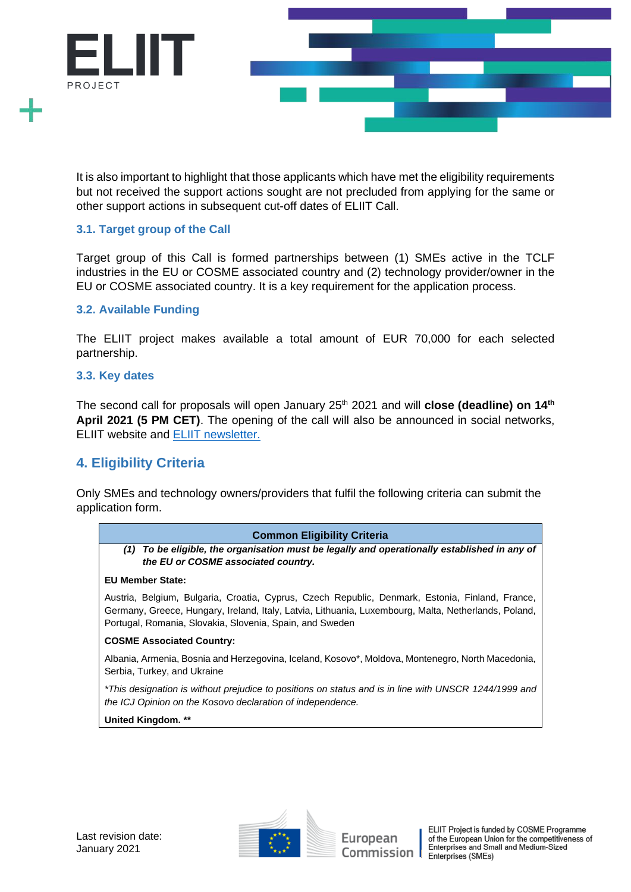It is also important to highlight that those applicants which have met the eligibility requirements but not received the support actions sought are not precluded from applying for the same or other support actions in subsequent cut-off dates of ELIIT Call.

### 3.1. Target group of the Call

Target group of this Call is formed partnerships between (1) SMEs active in the TCLF industries in the EU or COSME associated country and (2) technology provider/owner in the EU or COSME associated country. It is a key requirement for the application process.

### 3.2. Available Funding

The ELIIT project makes available a total amount of EUR 70,000 for each selected partnership.

### 3.3. Key dates

The second call for proposals will open January 25th 2021 and will **close (deadline) on 14th April 2021 (5 PM CET)**. The opening of the call will also be announced in social networks, ELIIT website and ELIIT newsletter.

## 4. Eligibility Criteria

Only SMEs and technology owners/providers that fulfil the following criteria can submit the application form.

| Common Eligibility Criteria |
|---|
| ***(1) To be eligible, the organisation must be legally and operationally established in any of the EU or COSME associated country.*** |
| **EU Member State:** |
| Austria, Belgium, Bulgaria, Croatia, Cyprus, Czech Republic, Denmark, Estonia, Finland, France, Germany, Greece, Hungary, Ireland, Italy, Latvia, Lithuania, Luxembourg, Malta, Netherlands, Poland, Portugal, Romania, Slovakia, Slovenia, Spain, and Sweden |
| **COSME Associated Country:** |
| Albania, Armenia, Bosnia and Herzegovina, Iceland, Kosovo*, Moldova, Montenegro, North Macedonia, Serbia, Turkey, and Ukraine |
| *\*This designation is without prejudice to positions on status and is in line with UNSCR 1244/1999 and the ICJ Opinion on the Kosovo declaration of independence.* |
| **United Kingdom. \*\*** |

Last revision date: January 2021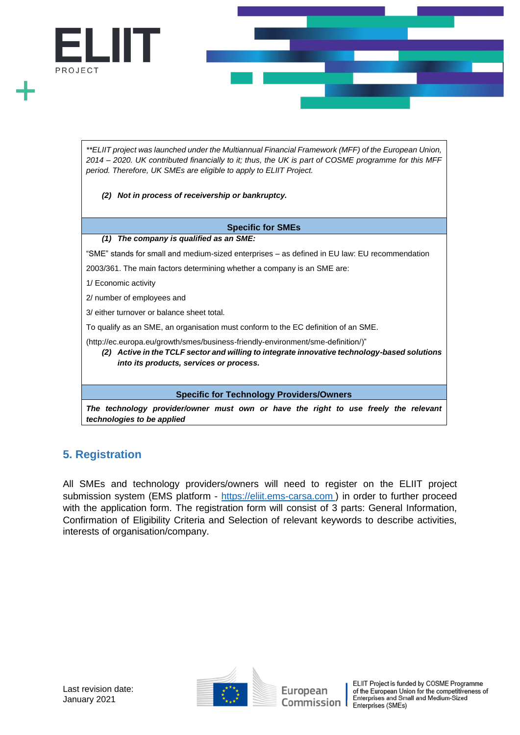*\*\*ELIIT project was launched under the Multiannual Financial Framework (MFF) of the European Union, 2014 – 2020. UK contributed financially to it; thus, the UK is part of COSME programme for this MFF period. Therefore, UK SMEs are eligible to apply to ELIIT Project.*

***(2) Not in process of receivership or bankruptcy.***

**Specific for SMEs**

***(1) The company is qualified as an SME:***

"SME" stands for small and medium-sized enterprises – as defined in EU law: EU recommendation 2003/361. The main factors determining whether a company is an SME are:

1/ Economic activity

2/ number of employees and

3/ either turnover or balance sheet total.

To qualify as an SME, an organisation must conform to the EC definition of an SME.

(http://ec.europa.eu/growth/smes/business-friendly-environment/sme-definition/)"

***(2) Active in the TCLF sector and willing to integrate innovative technology-based solutions into its products, services or process.***

**Specific for Technology Providers/Owners**

***The technology provider/owner must own or have the right to use freely the relevant technologies to be applied***

## 5. Registration

All SMEs and technology providers/owners will need to register on the ELIIT project submission system (EMS platform - https://eliit.ems-carsa.com ) in order to further proceed with the application form. The registration form will consist of 3 parts: General Information, Confirmation of Eligibility Criteria and Selection of relevant keywords to describe activities, interests of organisation/company.

Last revision date:
January 2021

ELIIT Project is funded by COSME Programme of the European Union for the competitiveness of Enterprises and Small and Medium-Sized Enterprises (SMEs)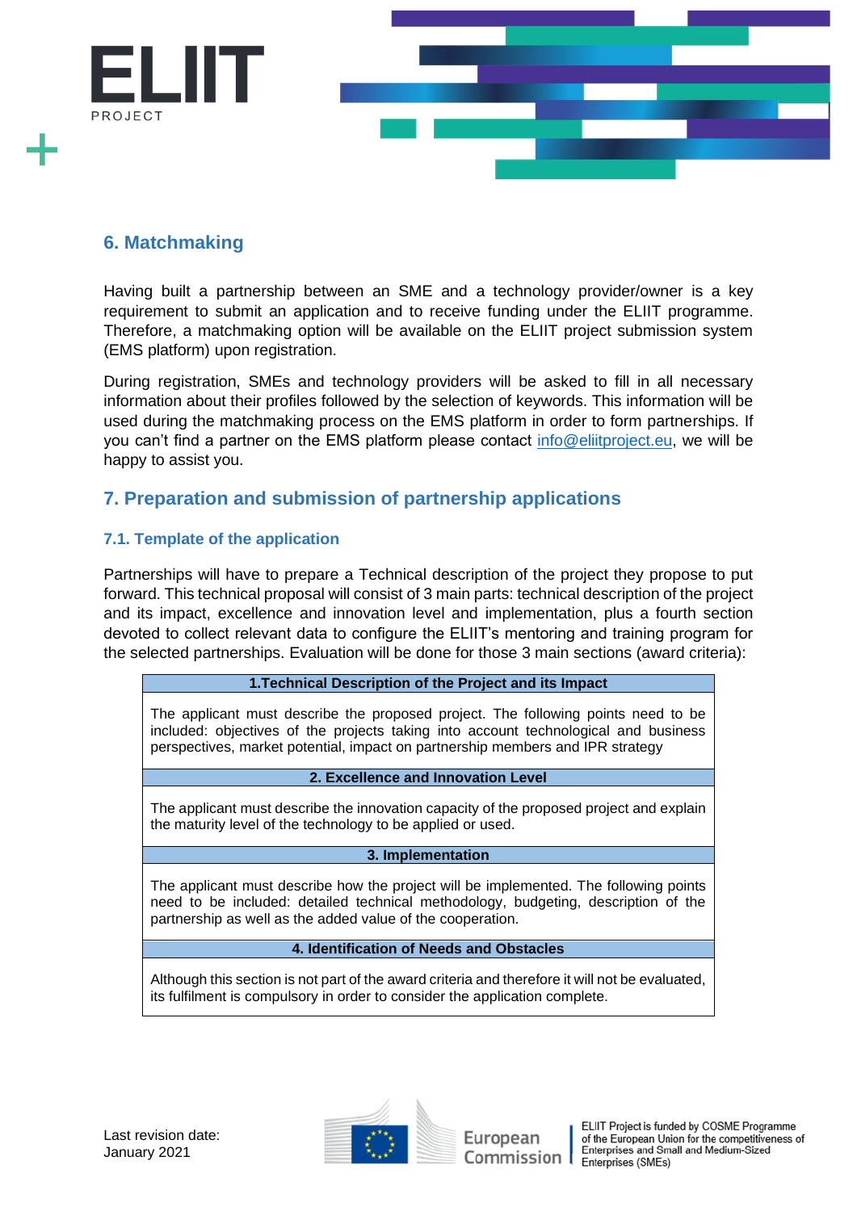## 6. Matchmaking

Having built a partnership between an SME and a technology provider/owner is a key requirement to submit an application and to receive funding under the ELIIT programme. Therefore, a matchmaking option will be available on the ELIIT project submission system (EMS platform) upon registration.

During registration, SMEs and technology providers will be asked to fill in all necessary information about their profiles followed by the selection of keywords. This information will be used during the matchmaking process on the EMS platform in order to form partnerships. If you can't find a partner on the EMS platform please contact info@eliitproject.eu, we will be happy to assist you.

## 7. Preparation and submission of partnership applications

### 7.1. Template of the application

Partnerships will have to prepare a Technical description of the project they propose to put forward. This technical proposal will consist of 3 main parts: technical description of the project and its impact, excellence and innovation level and implementation, plus a fourth section devoted to collect relevant data to configure the ELIIT's mentoring and training program for the selected partnerships. Evaluation will be done for those 3 main sections (award criteria):

| 1.Technical Description of the Project and its Impact |
|---|
| The applicant must describe the proposed project. The following points need to be included: objectives of the projects taking into account technological and business perspectives, market potential, impact on partnership members and IPR strategy |
| **2. Excellence and Innovation Level** |
| The applicant must describe the innovation capacity of the proposed project and explain the maturity level of the technology to be applied or used. |
| **3. Implementation** |
| The applicant must describe how the project will be implemented. The following points need to be included: detailed technical methodology, budgeting, description of the partnership as well as the added value of the cooperation. |
| **4. Identification of Needs and Obstacles** |
| Although this section is not part of the award criteria and therefore it will not be evaluated, its fulfilment is compulsory in order to consider the application complete. |

Last revision date: January 2021

ELIIT Project is funded by COSME Programme of the European Union for the competitiveness of Enterprises and Small and Medium-Sized Enterprises (SMEs)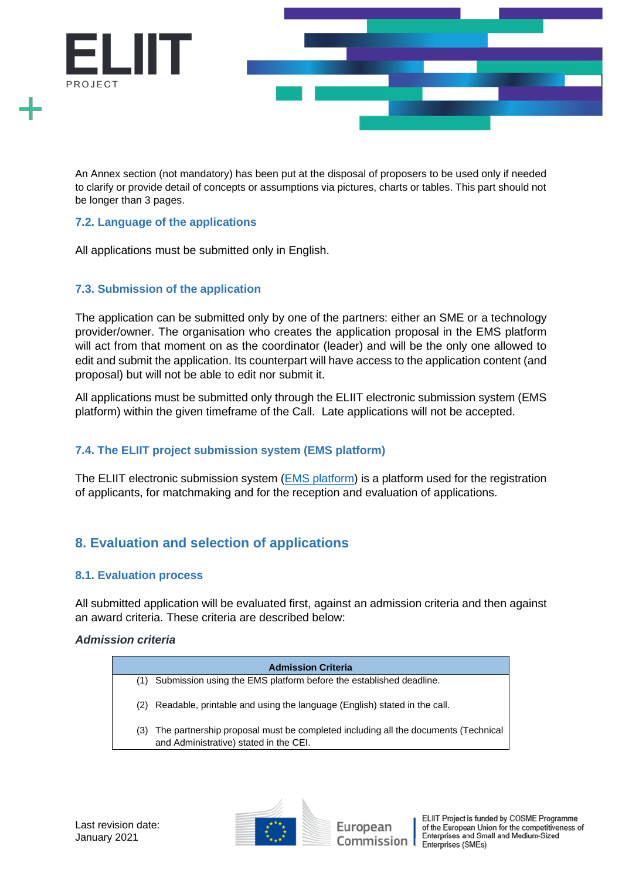An Annex section (not mandatory) has been put at the disposal of proposers to be used only if needed to clarify or provide detail of concepts or assumptions via pictures, charts or tables. This part should not be longer than 3 pages.

### 7.2. Language of the applications

All applications must be submitted only in English.

### 7.3. Submission of the application

The application can be submitted only by one of the partners: either an SME or a technology provider/owner. The organisation who creates the application proposal in the EMS platform will act from that moment on as the coordinator (leader) and will be the only one allowed to edit and submit the application. Its counterpart will have access to the application content (and proposal) but will not be able to edit nor submit it.

All applications must be submitted only through the ELIIT electronic submission system (EMS platform) within the given timeframe of the Call. Late applications will not be accepted.

### 7.4. The ELIIT project submission system (EMS platform)

The ELIIT electronic submission system (EMS platform) is a platform used for the registration of applicants, for matchmaking and for the reception and evaluation of applications.

## 8. Evaluation and selection of applications

### 8.1. Evaluation process

All submitted application will be evaluated first, against an admission criteria and then against an award criteria. These criteria are described below:

***Admission criteria***

| Admission Criteria |
|---|
| (1) Submission using the EMS platform before the established deadline. |
| (2) Readable, printable and using the language (English) stated in the call. |
| (3) The partnership proposal must be completed including all the documents (Technical and Administrative) stated in the CEI. |

Last revision date:
January 2021

ELIIT Project is funded by COSME Programme of the European Union for the competitiveness of Enterprises and Small and Medium-Sized Enterprises (SMEs)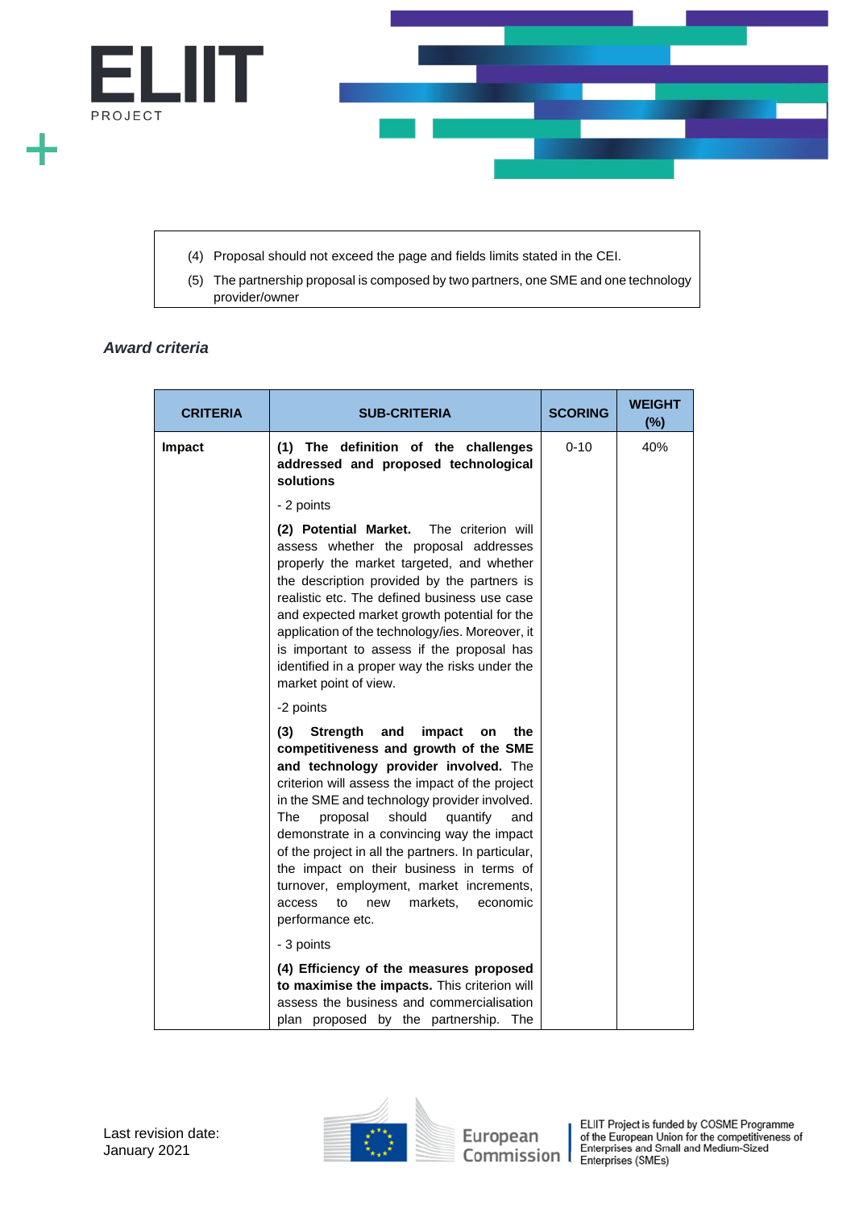(4) Proposal should not exceed the page and fields limits stated in the CEI.

(5) The partnership proposal is composed by two partners, one SME and one technology provider/owner

### *Award criteria*

| CRITERIA | SUB-CRITERIA | SCORING | WEIGHT (%) |
|---|---|---|---|
| **Impact** | **(1) The definition of the challenges addressed and proposed technological solutions**<br><br>- 2 points<br><br>**(2) Potential Market.** The criterion will assess whether the proposal addresses properly the market targeted, and whether the description provided by the partners is realistic etc. The defined business use case and expected market growth potential for the application of the technology/ies. Moreover, it is important to assess if the proposal has identified in a proper way the risks under the market point of view.<br><br>-2 points<br><br>**(3) Strength and impact on the competitiveness and growth of the SME and technology provider involved.** The criterion will assess the impact of the project in the SME and technology provider involved. The proposal should quantify and demonstrate in a convincing way the impact of the project in all the partners. In particular, the impact on their business in terms of turnover, employment, market increments, access to new markets, economic performance etc.<br><br>- 3 points<br><br>**(4) Efficiency of the measures proposed to maximise the impacts.** This criterion will assess the business and commercialisation plan proposed by the partnership. The | 0-10 | 40% |

Last revision date: January 2021

ELIIT Project is funded by COSME Programme of the European Union for the competitiveness of Enterprises and Small and Medium-Sized Enterprises (SMEs)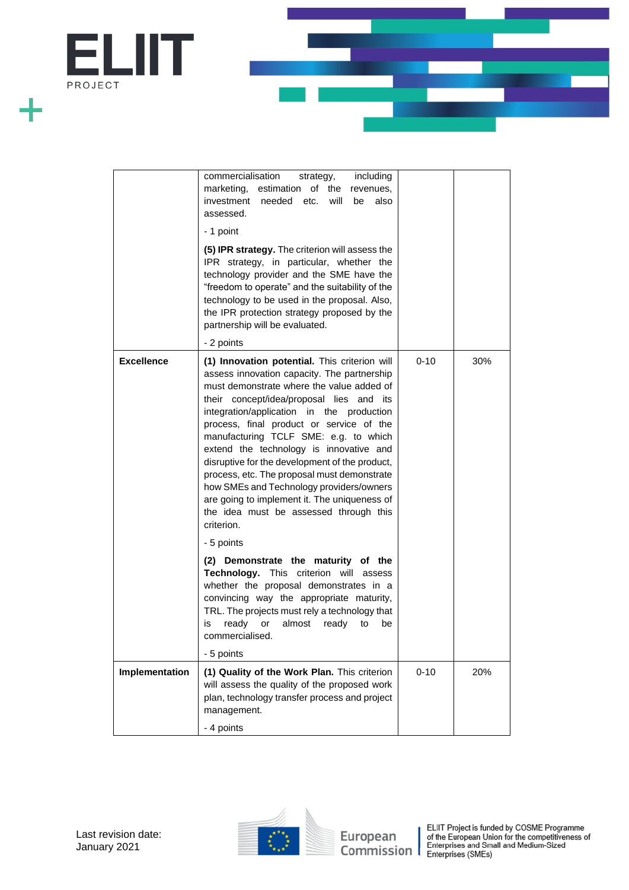|  |  |  |  |
|---|---|---|---|
|  | commercialisation strategy, including marketing, estimation of the revenues, investment needed etc. will be also assessed.<br><br>- 1 point<br><br>**(5) IPR strategy.** The criterion will assess the IPR strategy, in particular, whether the technology provider and the SME have the technology provider and the SME have the "freedom to operate" and the suitability of the technology to be used in the proposal. Also, the IPR protection strategy proposed by the partnership will be evaluated.<br><br>- 2 points |  |  |
| **Excellence** | **(1) Innovation potential.** This criterion will assess innovation capacity. The partnership must demonstrate where the value added of their concept/idea/proposal lies and its integration/application in the production process, final product or service of the manufacturing TCLF SME: e.g. to which extend the technology is innovative and disruptive for the development of the product, process, etc. The proposal must demonstrate how SMEs and Technology providers/owners are going to implement it. The uniqueness of the idea must be assessed through this criterion.<br><br>- 5 points<br><br>**(2) Demonstrate the maturity of the Technology.** This criterion will assess whether the proposal demonstrates in a convincing way the appropriate maturity, TRL. The projects must rely a technology that is ready or almost ready to be commercialised.<br><br>- 5 points | 0-10 | 30% |
| **Implementation** | **(1) Quality of the Work Plan.** This criterion will assess the quality of the proposed work plan, technology transfer process and project management.<br><br>- 4 points | 0-10 | 20% |

Last revision date: January 2021

ELIIT Project is funded by COSME Programme of the European Union for the competitiveness of Enterprises and Small and Medium-Sized Enterprises (SMEs)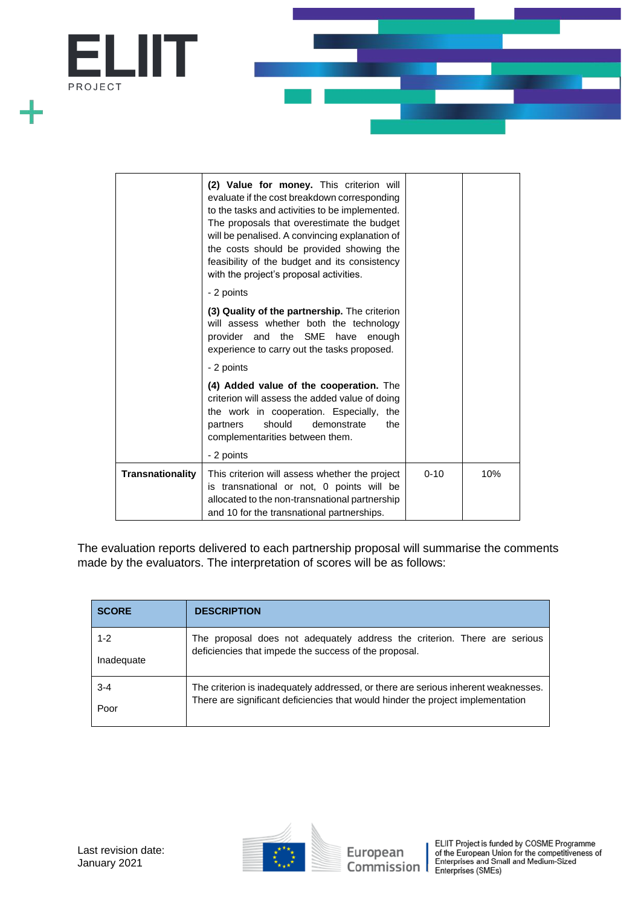| | | | |
|---|---|---|---|
| | **(2) Value for money.** This criterion will evaluate if the cost breakdown corresponding to the tasks and activities to be implemented. The proposals that overestimate the budget will be penalised. A convincing explanation of the costs should be provided showing the feasibility of the budget and its consistency with the project's proposal activities.<br><br>- 2 points<br><br>**(3) Quality of the partnership.** The criterion will assess whether both the technology provider and the SME have enough experience to carry out the tasks proposed.<br><br>- 2 points<br><br>**(4) Added value of the cooperation.** The criterion will assess the added value of doing the work in cooperation. Especially, the partners should demonstrate the complementarities between them.<br><br>- 2 points | | |
| **Transnationality** | This criterion will assess whether the project is transnational or not, 0 points will be allocated to the non-transnational partnership and 10 for the transnational partnerships. | 0-10 | 10% |

The evaluation reports delivered to each partnership proposal will summarise the comments made by the evaluators. The interpretation of scores will be as follows:

| SCORE | DESCRIPTION |
|---|---|
| 1-2<br><br>Inadequate | The proposal does not adequately address the criterion. There are serious deficiencies that impede the success of the proposal. |
| 3-4<br><br>Poor | The criterion is inadequately addressed, or there are serious inherent weaknesses. There are significant deficiencies that would hinder the project implementation |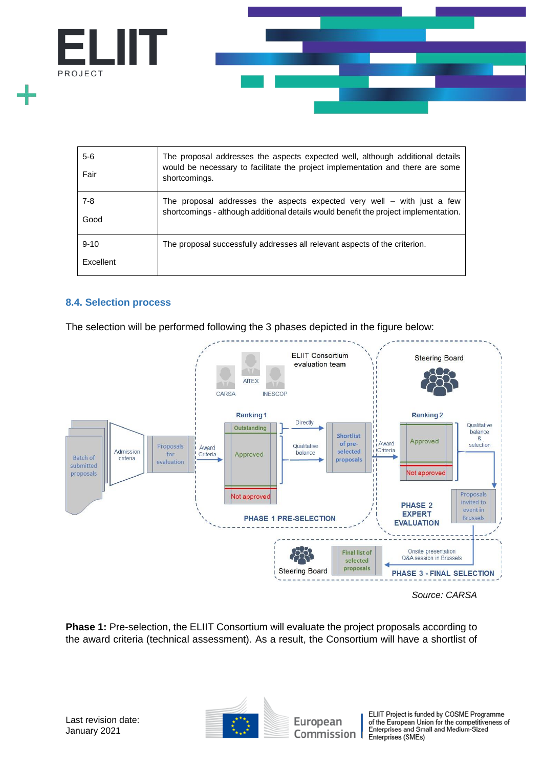| | |
|---|---|
| 5-6<br><br>Fair | The proposal addresses the aspects expected well, although additional details would be necessary to facilitate the project implementation and there are some shortcomings. |
| 7-8<br><br>Good | The proposal addresses the aspects expected very well – with just a few shortcomings - although additional details would benefit the project implementation. |
| 9-10<br><br>Excellent | The proposal successfully addresses all relevant aspects of the criterion. |

### 8.4. Selection process

The selection will be performed following the 3 phases depicted in the figure below:

*Source: CARSA*

**Phase 1:** Pre-selection, the ELIIT Consortium will evaluate the project proposals according to the award criteria (technical assessment). As a result, the Consortium will have a shortlist of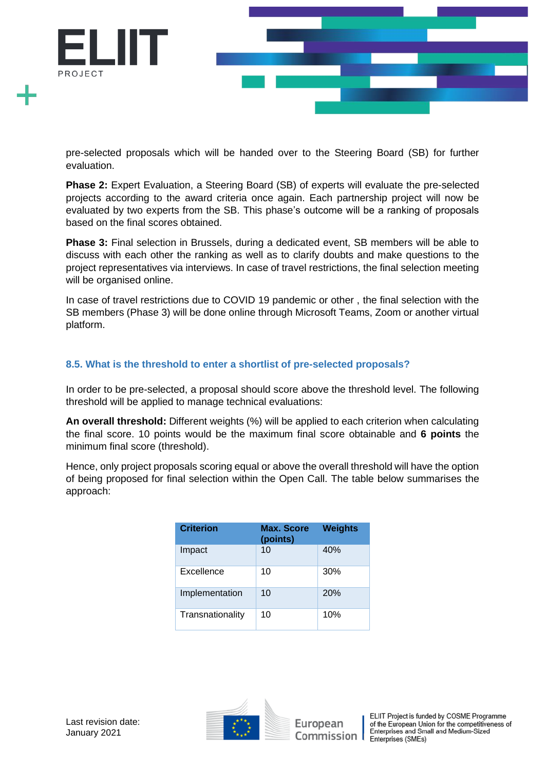pre-selected proposals which will be handed over to the Steering Board (SB) for further evaluation.

**Phase 2:** Expert Evaluation, a Steering Board (SB) of experts will evaluate the pre-selected projects according to the award criteria once again. Each partnership project will now be evaluated by two experts from the SB. This phase's outcome will be a ranking of proposals based on the final scores obtained.

**Phase 3:** Final selection in Brussels, during a dedicated event, SB members will be able to discuss with each other the ranking as well as to clarify doubts and make questions to the project representatives via interviews. In case of travel restrictions, the final selection meeting will be organised online.

In case of travel restrictions due to COVID 19 pandemic or other , the final selection with the SB members (Phase 3) will be done online through Microsoft Teams, Zoom or another virtual platform.

### 8.5. What is the threshold to enter a shortlist of pre-selected proposals?

In order to be pre-selected, a proposal should score above the threshold level. The following threshold will be applied to manage technical evaluations:

**An overall threshold:** Different weights (%) will be applied to each criterion when calculating the final score. 10 points would be the maximum final score obtainable and **6 points** the minimum final score (threshold).

Hence, only project proposals scoring equal or above the overall threshold will have the option of being proposed for final selection within the Open Call. The table below summarises the approach:

| Criterion | Max. Score (points) | Weights |
|---|---|---|
| Impact | 10 | 40% |
| Excellence | 10 | 30% |
| Implementation | 10 | 20% |
| Transnationality | 10 | 10% |

Last revision date: January 2021

ELIIT Project is funded by COSME Programme of the European Union for the competitiveness of Enterprises and Small and Medium-Sized Enterprises (SMEs)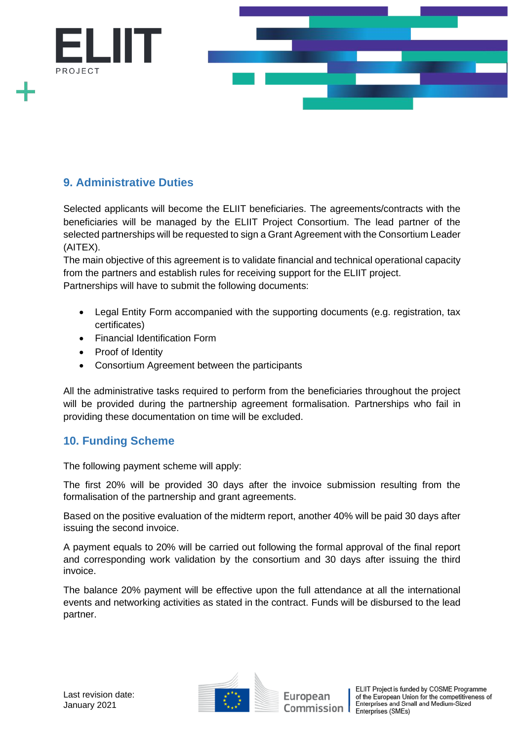## 9. Administrative Duties

Selected applicants will become the ELIIT beneficiaries. The agreements/contracts with the beneficiaries will be managed by the ELIIT Project Consortium. The lead partner of the selected partnerships will be requested to sign a Grant Agreement with the Consortium Leader (AITEX).

The main objective of this agreement is to validate financial and technical operational capacity from the partners and establish rules for receiving support for the ELIIT project.

Partnerships will have to submit the following documents:

- Legal Entity Form accompanied with the supporting documents (e.g. registration, tax certificates)
- Financial Identification Form
- Proof of Identity
- Consortium Agreement between the participants

All the administrative tasks required to perform from the beneficiaries throughout the project will be provided during the partnership agreement formalisation. Partnerships who fail in providing these documentation on time will be excluded.

## 10. Funding Scheme

The following payment scheme will apply:

The first 20% will be provided 30 days after the invoice submission resulting from the formalisation of the partnership and grant agreements.

Based on the positive evaluation of the midterm report, another 40% will be paid 30 days after issuing the second invoice.

A payment equals to 20% will be carried out following the formal approval of the final report and corresponding work validation by the consortium and 30 days after issuing the third invoice.

The balance 20% payment will be effective upon the full attendance at all the international events and networking activities as stated in the contract. Funds will be disbursed to the lead partner.

Last revision date:
January 2021

European Commission

ELIIT Project is funded by COSME Programme of the European Union for the competitiveness of Enterprises and Small and Medium-Sized Enterprises (SMEs)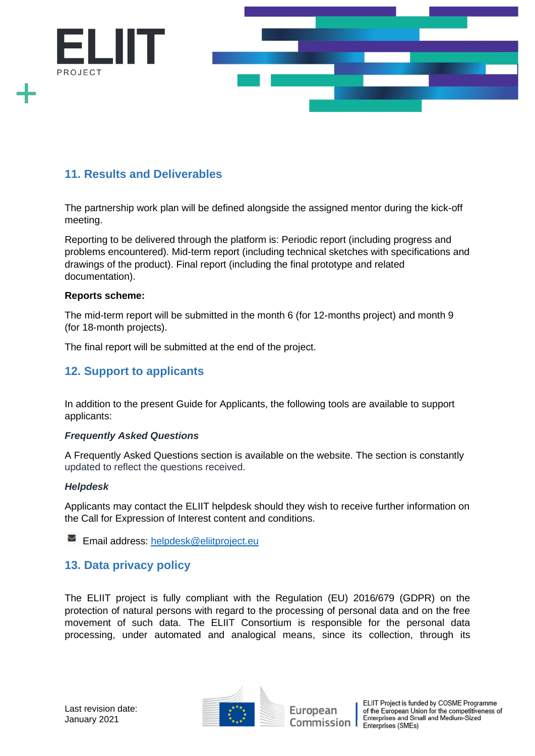## 11. Results and Deliverables

The partnership work plan will be defined alongside the assigned mentor during the kick-off meeting.

Reporting to be delivered through the platform is: Periodic report (including progress and problems encountered). Mid-term report (including technical sketches with specifications and drawings of the product). Final report (including the final prototype and related documentation).

**Reports scheme:**

The mid-term report will be submitted in the month 6 (for 12-months project) and month 9 (for 18-month projects).

The final report will be submitted at the end of the project.

## 12. Support to applicants

In addition to the present Guide for Applicants, the following tools are available to support applicants:

***Frequently Asked Questions***

A Frequently Asked Questions section is available on the website. The section is constantly updated to reflect the questions received.

***Helpdesk***

Applicants may contact the ELIIT helpdesk should they wish to receive further information on the Call for Expression of Interest content and conditions.

Email address: [helpdesk@eliitproject.eu](mailto:helpdesk@eliitproject.eu)

## 13. Data privacy policy

The ELIIT project is fully compliant with the Regulation (EU) 2016/679 (GDPR) on the protection of natural persons with regard to the processing of personal data and on the free movement of such data. The ELIIT Consortium is responsible for the personal data processing, under automated and analogical means, since its collection, through its

Last revision date:
January 2021

ELIIT Project is funded by COSME Programme of the European Union for the competitiveness of Enterprises and Small and Medium-Sized Enterprises (SMEs)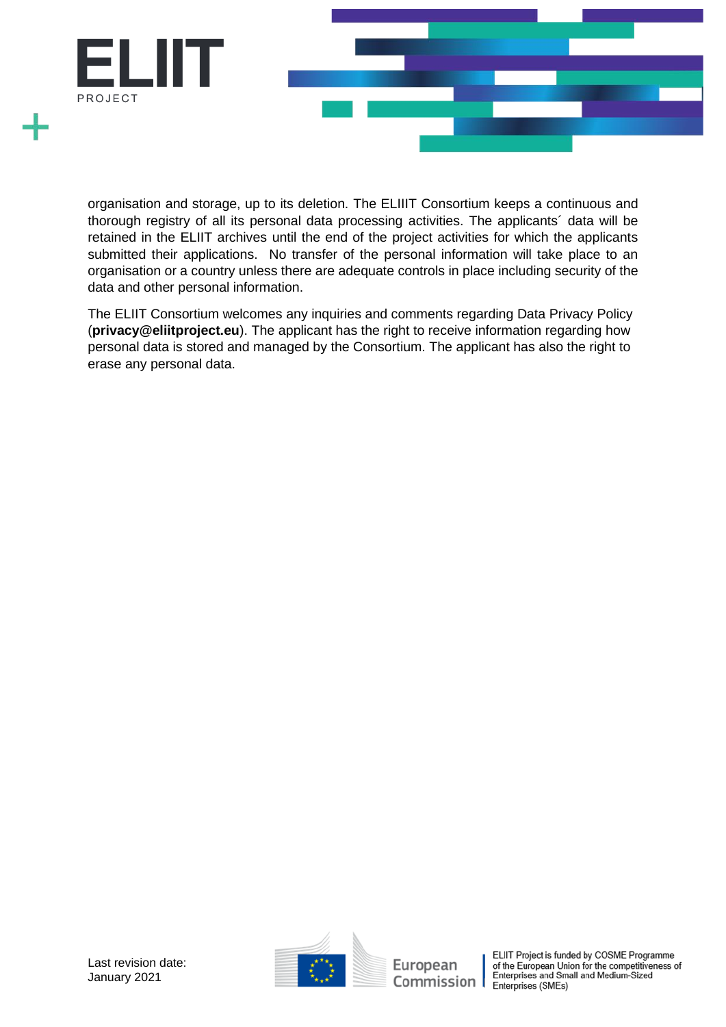organisation and storage, up to its deletion. The ELIIIT Consortium keeps a continuous and thorough registry of all its personal data processing activities. The applicants´ data will be retained in the ELIIT archives until the end of the project activities for which the applicants submitted their applications. No transfer of the personal information will take place to an organisation or a country unless there are adequate controls in place including security of the data and other personal information.

The ELIIT Consortium welcomes any inquiries and comments regarding Data Privacy Policy (**privacy@eliitproject.eu**). The applicant has the right to receive information regarding how personal data is stored and managed by the Consortium. The applicant has also the right to erase any personal data.

Last revision date:
January 2021

ELIIT Project is funded by COSME Programme of the European Union for the competitiveness of Enterprises and Small and Medium-Sized Enterprises (SMEs)